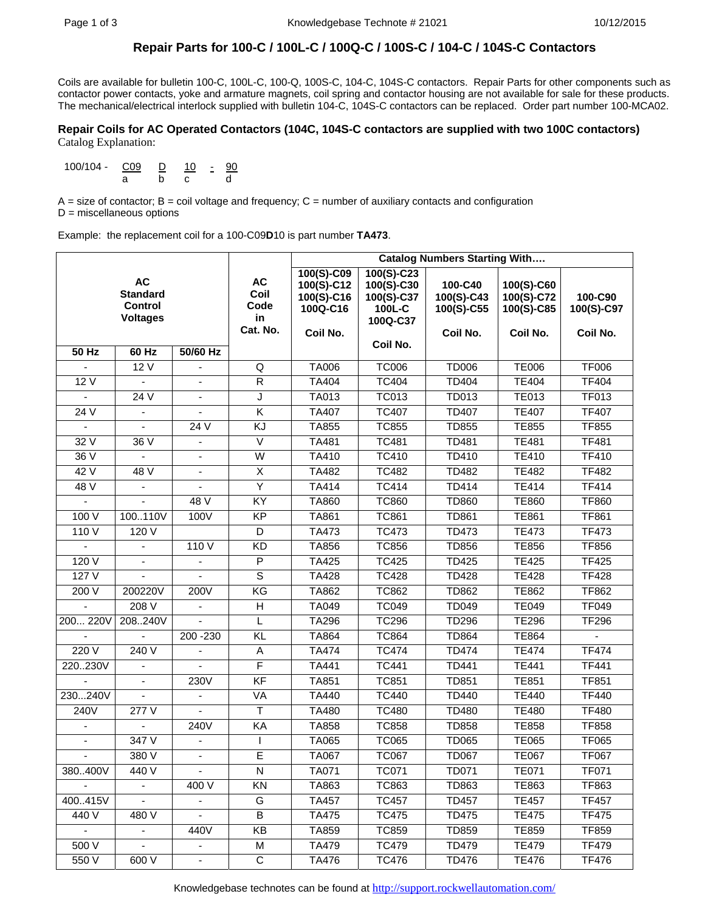# Repair Parts for 100-C / 100L-C / 100Q-C / 100S-C / 104-C / 104S-C Contactors

Coils are available for bulletin 100-C, 100L-C, 100-Q, 100S-C, 104-C, 104S-C contactors. Repair Parts for other components such as contactor power contacts, yoke and armature magnets, coil spring and contactor housing are not available for sale for these products. The mechanical/electrical interlock supplied with bulletin 104-C, 104S-C contactors can be replaced. Order part number 100-MCA02.

## Repair Coils for AC Operated Contactors (104C, 104S-C contactors are supplied with two 100C contactors)

Catalog Explanation:

100/104 - C09 (a) D (b) 10 (c) - 90 (d)

A = size of contactor; B = coil voltage and frequency; C = number of auxiliary contacts and configuration
D = miscellaneous options

Example: the replacement coil for a 100-C09**D**10 is part number **TA473**.

| AC Standard Control Voltages | | | AC Coil Code in Cat. No. | Catalog Numbers Starting With…. | | | | |
|---|---|---|---|---|---|---|---|---|
| | | | | 100(S)-C09 100(S)-C12 100(S)-C16 100Q-C16 Coil No. | 100(S)-C23 100(S)-C30 100(S)-C37 100L-C 100Q-C37 Coil No. | 100-C40 100(S)-C43 100(S)-C55 Coil No. | 100(S)-C60 100(S)-C72 100(S)-C85 Coil No. | 100-C90 100(S)-C97 Coil No. |
| **50 Hz** | **60 Hz** | **50/60 Hz** | | | | | | |
| - | 12 V | - | Q | TA006 | TC006 | TD006 | TE006 | TF006 |
| 12 V | - | - | R | TA404 | TC404 | TD404 | TE404 | TF404 |
| - | 24 V | - | J | TA013 | TC013 | TD013 | TE013 | TF013 |
| 24 V | - | - | K | TA407 | TC407 | TD407 | TE407 | TF407 |
| - | - | 24 V | KJ | TA855 | TC855 | TD855 | TE855 | TF855 |
| 32 V | 36 V | - | V | TA481 | TC481 | TD481 | TE481 | TF481 |
| 36 V | - | - | W | TA410 | TC410 | TD410 | TE410 | TF410 |
| 42 V | 48 V | - | X | TA482 | TC482 | TD482 | TE482 | TF482 |
| 48 V | - | - | Y | TA414 | TC414 | TD414 | TE414 | TF414 |
| - | - | 48 V | KY | TA860 | TC860 | TD860 | TE860 | TF860 |
| 100 V | 100..110V | 100V | KP | TA861 | TC861 | TD861 | TE861 | TF861 |
| 110 V | 120 V | | D | TA473 | TC473 | TD473 | TE473 | TF473 |
| - | - | 110 V | KD | TA856 | TC856 | TD856 | TE856 | TF856 |
| 120 V | - | - | P | TA425 | TC425 | TD425 | TE425 | TF425 |
| 127 V | - | - | S | TA428 | TC428 | TD428 | TE428 | TF428 |
| 200 V | 200220V | 200V | KG | TA862 | TC862 | TD862 | TE862 | TF862 |
| - | 208 V | - | H | TA049 | TC049 | TD049 | TE049 | TF049 |
| 200... 220V | 208..240V | - | L | TA296 | TC296 | TD296 | TE296 | TF296 |
| - | - | 200 -230 | KL | TA864 | TC864 | TD864 | TE864 | - |
| 220 V | 240 V | - | A | TA474 | TC474 | TD474 | TE474 | TF474 |
| 220..230V | - | - | F | TA441 | TC441 | TD441 | TE441 | TF441 |
| - | - | 230V | KF | TA851 | TC851 | TD851 | TE851 | TF851 |
| 230...240V | - | - | VA | TA440 | TC440 | TD440 | TE440 | TF440 |
| 240V | 277 V | - | T | TA480 | TC480 | TD480 | TE480 | TF480 |
| - | - | 240V | KA | TA858 | TC858 | TD858 | TE858 | TF858 |
| - | 347 V | - | I | TA065 | TC065 | TD065 | TE065 | TF065 |
| - | 380 V | - | E | TA067 | TC067 | TD067 | TE067 | TF067 |
| 380..400V | 440 V | - | N | TA071 | TC071 | TD071 | TE071 | TF071 |
| - | - | 400 V | KN | TA863 | TC863 | TD863 | TE863 | TF863 |
| 400..415V | - | - | G | TA457 | TC457 | TD457 | TE457 | TF457 |
| 440 V | 480 V | - | B | TA475 | TC475 | TD475 | TE475 | TF475 |
| - | - | 440V | KB | TA859 | TC859 | TD859 | TE859 | TF859 |
| 500 V | - | - | M | TA479 | TC479 | TD479 | TE479 | TF479 |
| 550 V | 600 V | - | C | TA476 | TC476 | TD476 | TE476 | TF476 |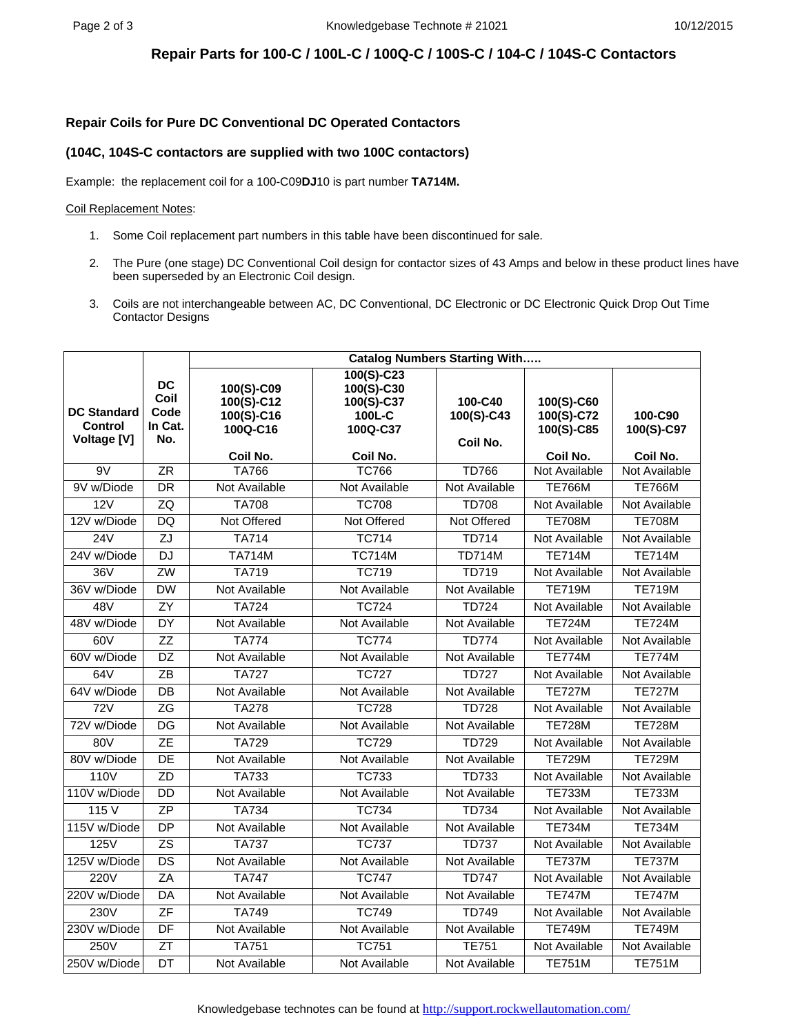# Repair Parts for 100-C / 100L-C / 100Q-C / 100S-C / 104-C / 104S-C Contactors

### Repair Coils for Pure DC Conventional DC Operated Contactors

### (104C, 104S-C contactors are supplied with two 100C contactors)

Example: the replacement coil for a 100-C09**DJ**10 is part number **TA714M.**

Coil Replacement Notes:

1. Some Coil replacement part numbers in this table have been discontinued for sale.
2. The Pure (one stage) DC Conventional Coil design for contactor sizes of 43 Amps and below in these product lines have been superseded by an Electronic Coil design.
3. Coils are not interchangeable between AC, DC Conventional, DC Electronic or DC Electronic Quick Drop Out Time Contactor Designs

| DC Standard Control Voltage [V] | DC Coil Code In Cat. No. | Catalog Numbers Starting With….. | | | | |
|---|---|---|---|---|---|---|
| | | 100(S)-C09 100(S)-C12 100(S)-C16 100Q-C16 Coil No. | 100(S)-C23 100(S)-C30 100(S)-C37 100L-C 100Q-C37 Coil No. | 100-C40 100(S)-C43 Coil No. | 100(S)-C60 100(S)-C72 100(S)-C85 Coil No. | 100-C90 100(S)-C97 Coil No. |
| 9V | ZR | TA766 | TC766 | TD766 | Not Available | Not Available |
| 9V w/Diode | DR | Not Available | Not Available | Not Available | TE766M | TE766M |
| 12V | ZQ | TA708 | TC708 | TD708 | Not Available | Not Available |
| 12V w/Diode | DQ | Not Offered | Not Offered | Not Offered | TE708M | TE708M |
| 24V | ZJ | TA714 | TC714 | TD714 | Not Available | Not Available |
| 24V w/Diode | DJ | TA714M | TC714M | TD714M | TE714M | TE714M |
| 36V | ZW | TA719 | TC719 | TD719 | Not Available | Not Available |
| 36V w/Diode | DW | Not Available | Not Available | Not Available | TE719M | TE719M |
| 48V | ZY | TA724 | TC724 | TD724 | Not Available | Not Available |
| 48V w/Diode | DY | Not Available | Not Available | Not Available | TE724M | TE724M |
| 60V | ZZ | TA774 | TC774 | TD774 | Not Available | Not Available |
| 60V w/Diode | DZ | Not Available | Not Available | Not Available | TE774M | TE774M |
| 64V | ZB | TA727 | TC727 | TD727 | Not Available | Not Available |
| 64V w/Diode | DB | Not Available | Not Available | Not Available | TE727M | TE727M |
| 72V | ZG | TA278 | TC728 | TD728 | Not Available | Not Available |
| 72V w/Diode | DG | Not Available | Not Available | Not Available | TE728M | TE728M |
| 80V | ZE | TA729 | TC729 | TD729 | Not Available | Not Available |
| 80V w/Diode | DE | Not Available | Not Available | Not Available | TE729M | TE729M |
| 110V | ZD | TA733 | TC733 | TD733 | Not Available | Not Available |
| 110V w/Diode | DD | Not Available | Not Available | Not Available | TE733M | TE733M |
| 115 V | ZP | TA734 | TC734 | TD734 | Not Available | Not Available |
| 115V w/Diode | DP | Not Available | Not Available | Not Available | TE734M | TE734M |
| 125V | ZS | TA737 | TC737 | TD737 | Not Available | Not Available |
| 125V w/Diode | DS | Not Available | Not Available | Not Available | TE737M | TE737M |
| 220V | ZA | TA747 | TC747 | TD747 | Not Available | Not Available |
| 220V w/Diode | DA | Not Available | Not Available | Not Available | TE747M | TE747M |
| 230V | ZF | TA749 | TC749 | TD749 | Not Available | Not Available |
| 230V w/Diode | DF | Not Available | Not Available | Not Available | TE749M | TE749M |
| 250V | ZT | TA751 | TC751 | TE751 | Not Available | Not Available |
| 250V w/Diode | DT | Not Available | Not Available | Not Available | TE751M | TE751M |

Knowledgebase technotes can be found at http://support.rockwellautomation.com/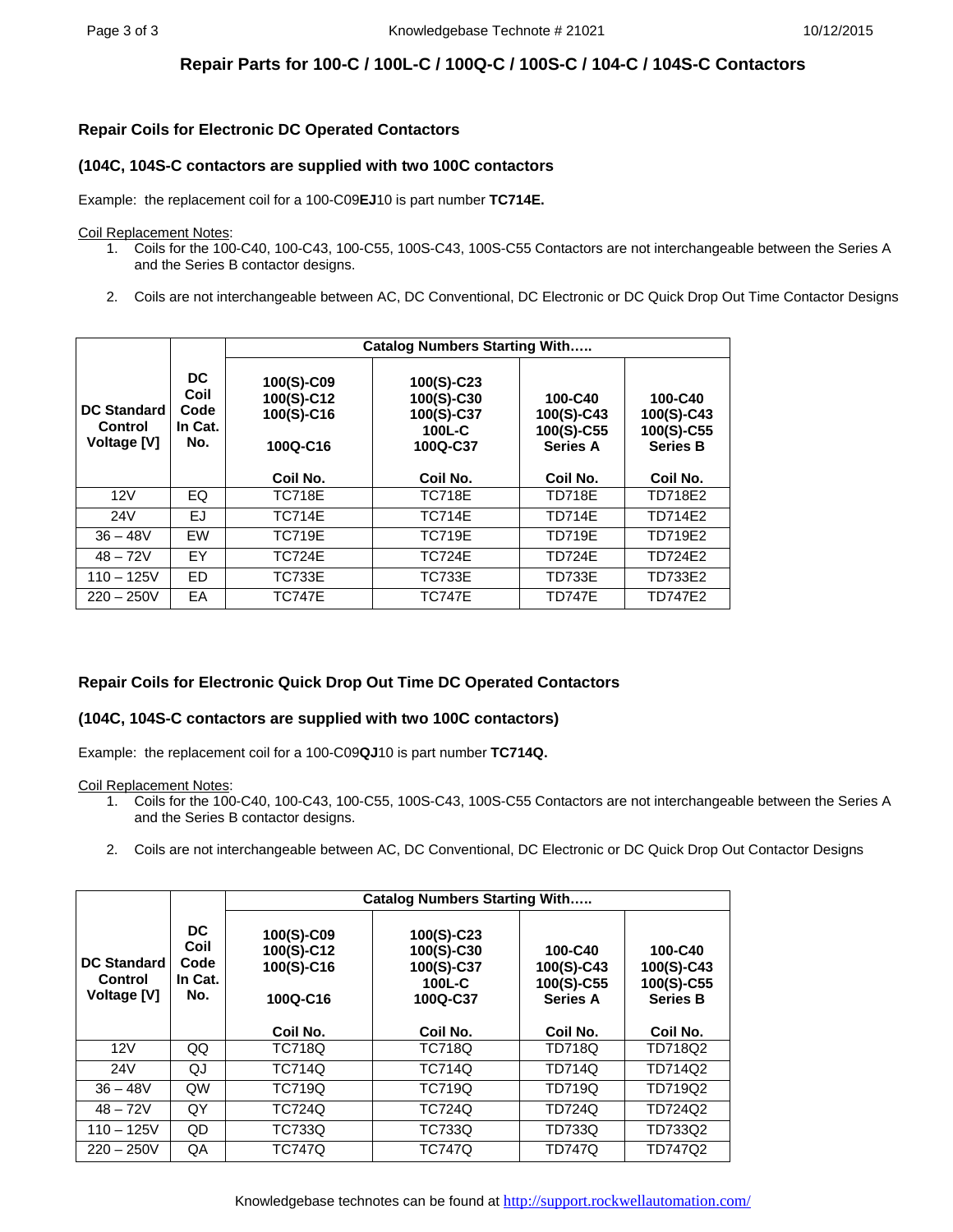# Repair Parts for 100-C / 100L-C / 100Q-C / 100S-C / 104-C / 104S-C Contactors

## Repair Coils for Electronic DC Operated Contactors

### (104C, 104S-C contactors are supplied with two 100C contactors

Example: the replacement coil for a 100-C09**EJ**10 is part number **TC714E.**

Coil Replacement Notes:

1. Coils for the 100-C40, 100-C43, 100-C55, 100S-C43, 100S-C55 Contactors are not interchangeable between the Series A and the Series B contactor designs.

2. Coils are not interchangeable between AC, DC Conventional, DC Electronic or DC Quick Drop Out Time Contactor Designs

| DC Standard Control Voltage [V] | DC Coil Code In Cat. No. | Catalog Numbers Starting With….. | | | |
|---|---|---|---|---|---|
| | | 100(S)-C09 100(S)-C12 100(S)-C16 100Q-C16 Coil No. | 100(S)-C23 100(S)-C30 100(S)-C37 100L-C 100Q-C37 Coil No. | 100-C40 100(S)-C43 100(S)-C55 Series A Coil No. | 100-C40 100(S)-C43 100(S)-C55 Series B Coil No. |
| 12V | EQ | TC718E | TC718E | TD718E | TD718E2 |
| 24V | EJ | TC714E | TC714E | TD714E | TD714E2 |
| 36 – 48V | EW | TC719E | TC719E | TD719E | TD719E2 |
| 48 – 72V | EY | TC724E | TC724E | TD724E | TD724E2 |
| 110 – 125V | ED | TC733E | TC733E | TD733E | TD733E2 |
| 220 – 250V | EA | TC747E | TC747E | TD747E | TD747E2 |

## Repair Coils for Electronic Quick Drop Out Time DC Operated Contactors

### (104C, 104S-C contactors are supplied with two 100C contactors)

Example: the replacement coil for a 100-C09**QJ**10 is part number **TC714Q.**

Coil Replacement Notes:

1. Coils for the 100-C40, 100-C43, 100-C55, 100S-C43, 100S-C55 Contactors are not interchangeable between the Series A and the Series B contactor designs.

2. Coils are not interchangeable between AC, DC Conventional, DC Electronic or DC Quick Drop Out Contactor Designs

| DC Standard Control Voltage [V] | DC Coil Code In Cat. No. | Catalog Numbers Starting With….. | | | |
|---|---|---|---|---|---|
| | | 100(S)-C09 100(S)-C12 100(S)-C16 100Q-C16 Coil No. | 100(S)-C23 100(S)-C30 100(S)-C37 100L-C 100Q-C37 Coil No. | 100-C40 100(S)-C43 100(S)-C55 Series A Coil No. | 100-C40 100(S)-C43 100(S)-C55 Series B Coil No. |
| 12V | QQ | TC718Q | TC718Q | TD718Q | TD718Q2 |
| 24V | QJ | TC714Q | TC714Q | TD714Q | TD714Q2 |
| 36 – 48V | QW | TC719Q | TC719Q | TD719Q | TD719Q2 |
| 48 – 72V | QY | TC724Q | TC724Q | TD724Q | TD724Q2 |
| 110 – 125V | QD | TC733Q | TC733Q | TD733Q | TD733Q2 |
| 220 – 250V | QA | TC747Q | TC747Q | TD747Q | TD747Q2 |

Knowledgebase technotes can be found at http://support.rockwellautomation.com/